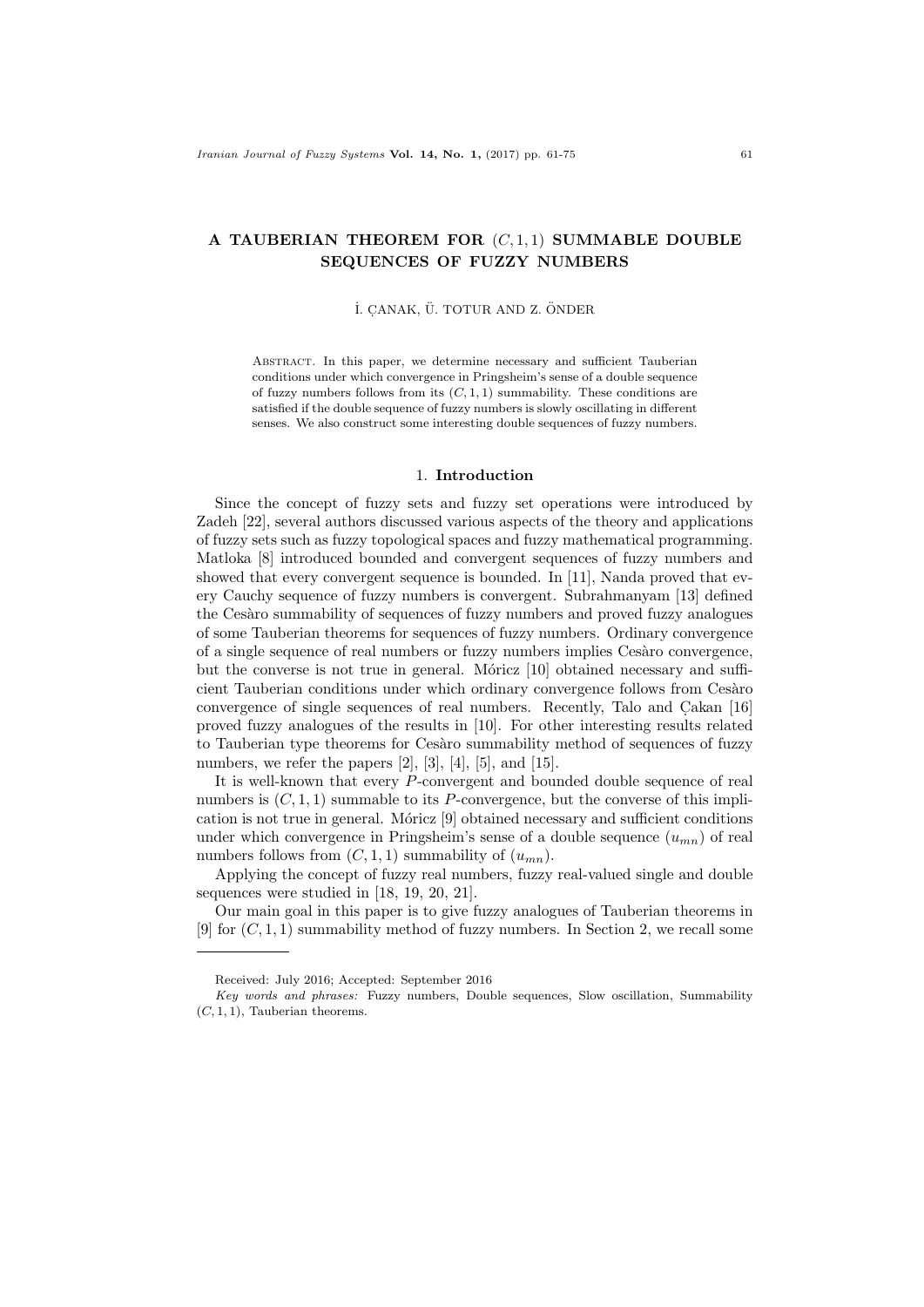# A TAUBERIAN THEOREM FOR $(C, 1, 1)$ SUMMABLE DOUBLE SEQUENCES OF FUZZY NUMBERS

İ. ÇANAK, Ü. TOTUR AND Z. ÖNDER

Abstract. In this paper, we determine necessary and sufficient Tauberian conditions under which convergence in Pringsheim's sense of a double sequence of fuzzy numbers follows from its $(C, 1, 1)$ summability. These conditions are satisfied if the double sequence of fuzzy numbers is slowly oscillating in different senses. We also construct some interesting double sequences of fuzzy numbers.

## 1. Introduction

Since the concept of fuzzy sets and fuzzy set operations were introduced by Zadeh [22], several authors discussed various aspects of the theory and applications of fuzzy sets such as fuzzy topological spaces and fuzzy mathematical programming. Matloka [8] introduced bounded and convergent sequences of fuzzy numbers and showed that every convergent sequence is bounded. In [11], Nanda proved that every Cauchy sequence of fuzzy numbers is convergent. Subrahmanyam [13] defined the Cesàro summability of sequences of fuzzy numbers and proved fuzzy analogues of some Tauberian theorems for sequences of fuzzy numbers. Ordinary convergence of a single sequence of real numbers or fuzzy numbers implies Cesàro convergence, but the converse is not true in general. Móricz [10] obtained necessary and sufficient Tauberian conditions under which ordinary convergence follows from Cesàro convergence of single sequences of real numbers. Recently, Talo and Çakan [16] proved fuzzy analogues of the results in [10]. For other interesting results related to Tauberian type theorems for Cesàro summability method of sequences of fuzzy numbers, we refer the papers [2], [3], [4], [5], and [15].

It is well-known that every $P$-convergent and bounded double sequence of real numbers is $(C, 1, 1)$ summable to its $P$-convergence, but the converse of this implication is not true in general. Móricz [9] obtained necessary and sufficient conditions under which convergence in Pringsheim's sense of a double sequence $(u_{mn})$ of real numbers follows from $(C, 1, 1)$ summability of $(u_{mn})$.

Applying the concept of fuzzy real numbers, fuzzy real-valued single and double sequences were studied in [18, 19, 20, 21].

Our main goal in this paper is to give fuzzy analogues of Tauberian theorems in [9] for $(C, 1, 1)$ summability method of fuzzy numbers. In Section 2, we recall some

---

Received: July 2016; Accepted: September 2016

*Key words and phrases:* Fuzzy numbers, Double sequences, Slow oscillation, Summability $(C, 1, 1)$, Tauberian theorems.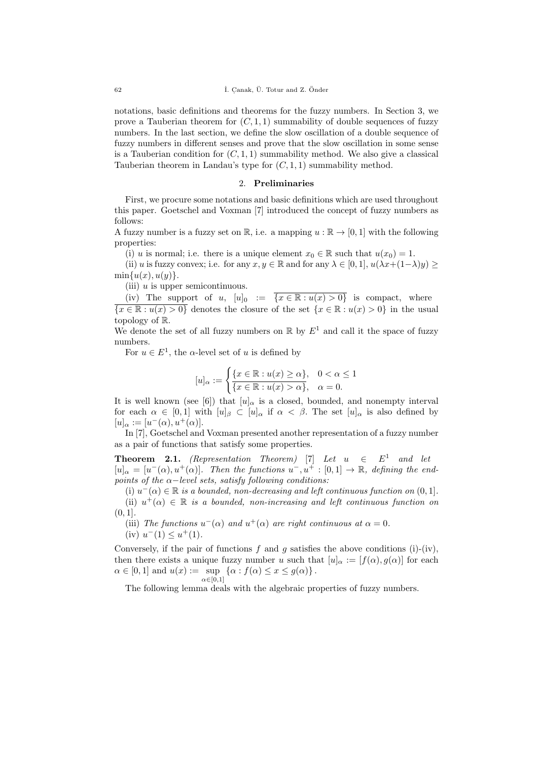notations, basic definitions and theorems for the fuzzy numbers. In Section 3, we prove a Tauberian theorem for $(C, 1, 1)$ summability of double sequences of fuzzy numbers. In the last section, we define the slow oscillation of a double sequence of fuzzy numbers in different senses and prove that the slow oscillation in some sense is a Tauberian condition for $(C, 1, 1)$ summability method. We also give a classical Tauberian theorem in Landau's type for $(C, 1, 1)$ summability method.

## 2. **Preliminaries**

First, we procure some notations and basic definitions which are used throughout this paper. Goetschel and Voxman [7] introduced the concept of fuzzy numbers as follows:

A fuzzy number is a fuzzy set on $\mathbb{R}$, i.e. a mapping $u : \mathbb{R} \to [0, 1]$ with the following properties:

(i) $u$ is normal; i.e. there is a unique element $x_0 \in \mathbb{R}$ such that $u(x_0) = 1$.

(ii) $u$ is fuzzy convex; i.e. for any $x, y \in \mathbb{R}$ and for any $\lambda \in [0, 1]$, $u(\lambda x + (1-\lambda)y) \geq \min\{u(x), u(y)\}$.

(iii) $u$ is upper semicontinuous.

(iv) The support of $u$, $[u]_0 := \overline{\{x \in \mathbb{R} : u(x) > 0\}}$ is compact, where $\overline{\{x \in \mathbb{R} : u(x) > 0\}}$ denotes the closure of the set $\{x \in \mathbb{R} : u(x) > 0\}$ in the usual topology of $\mathbb{R}$.

We denote the set of all fuzzy numbers on $\mathbb{R}$ by $E^1$ and call it the space of fuzzy numbers.

For $u \in E^1$, the $\alpha$-level set of $u$ is defined by

$$[u]_\alpha := \begin{cases} \{x \in \mathbb{R} : u(x) \geq \alpha\}, & 0 < \alpha \leq 1 \\ \overline{\{x \in \mathbb{R} : u(x) > \alpha\}}, & \alpha = 0. \end{cases}$$

It is well known (see [6]) that $[u]_\alpha$ is a closed, bounded, and nonempty interval for each $\alpha \in [0, 1]$ with $[u]_\beta \subset [u]_\alpha$ if $\alpha < \beta$. The set $[u]_\alpha$ is also defined by $[u]_\alpha := [u^-(\alpha), u^+(\alpha)]$.

In [7], Goetschel and Voxman presented another representation of a fuzzy number as a pair of functions that satisfy some properties.

**Theorem 2.1.** *(Representation Theorem)* [7] *Let $u \in E^1$ and let $[u]_\alpha = [u^-(\alpha), u^+(\alpha)]$. Then the functions $u^-, u^+ : [0, 1] \to \mathbb{R}$, defining the end-points of the $\alpha-$level sets, satisfy following conditions:*

(i) *$u^-(\alpha) \in \mathbb{R}$ is a bounded, non-decreasing and left continuous function on $(0, 1]$.*

(ii) *$u^+(\alpha) \in \mathbb{R}$ is a bounded, non-increasing and left continuous function on $(0, 1]$.*

(iii) *The functions $u^-(\alpha)$ and $u^+(\alpha)$ are right continuous at $\alpha = 0$.*

(iv) *$u^-(1) \leq u^+(1)$.*

Conversely, if the pair of functions $f$ and $g$ satisfies the above conditions (i)-(iv), then there exists a unique fuzzy number $u$ such that $[u]_\alpha := [f(\alpha), g(\alpha)]$ for each $\alpha \in [0, 1]$ and $u(x) := \sup_{\alpha \in [0,1]} \{\alpha : f(\alpha) \leq x \leq g(\alpha)\}$.

The following lemma deals with the algebraic properties of fuzzy numbers.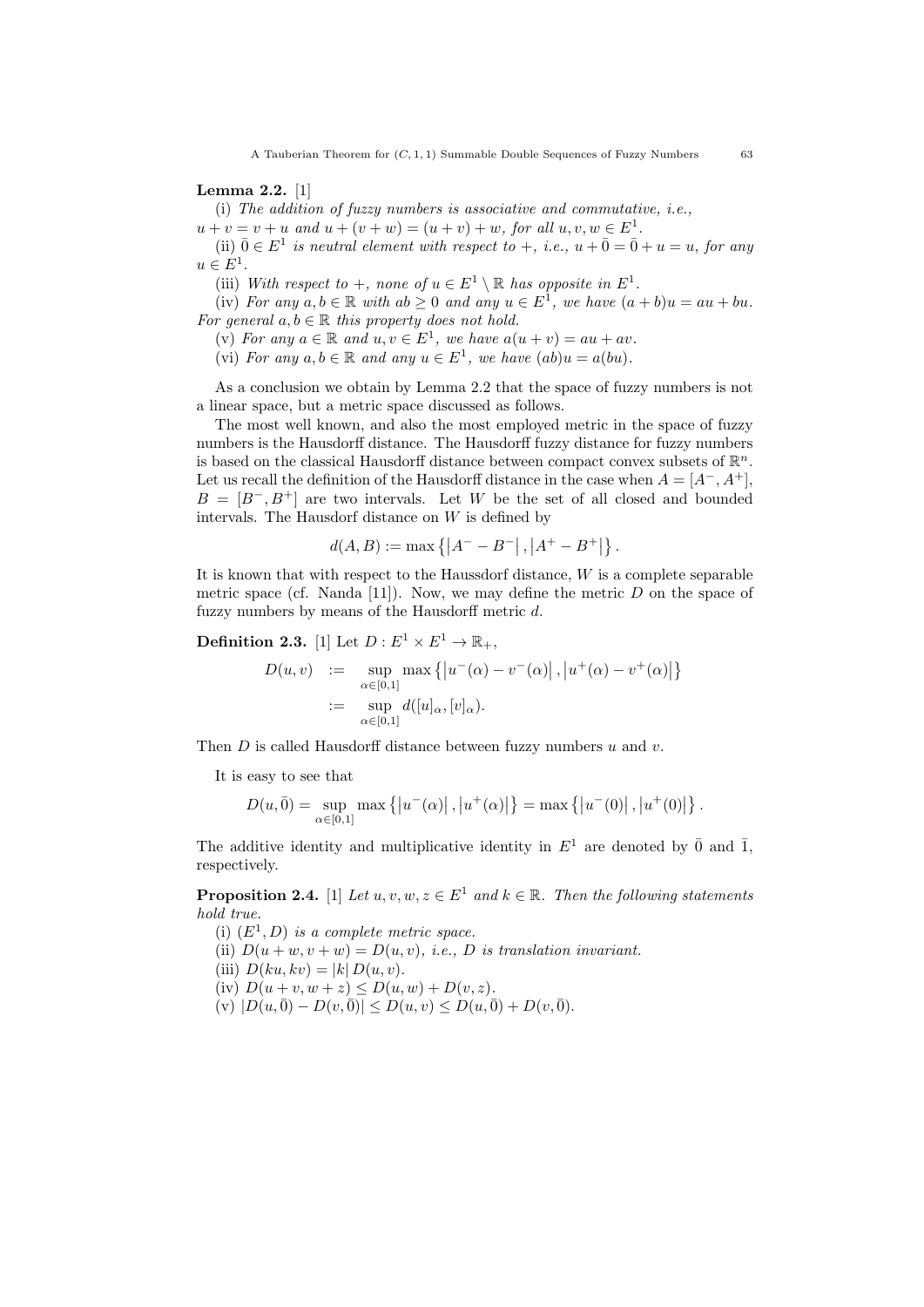**Lemma 2.2.** [1]

(i) *The addition of fuzzy numbers is associative and commutative, i.e.,* $u+v=v+u$ *and* $u+(v+w)=(u+v)+w$, *for all* $u,v,w \in E^1$.

(ii) $\bar{0} \in E^1$ *is neutral element with respect to* $+$, *i.e.,* $u+\bar{0}=\bar{0}+u=u$, *for any* $u \in E^1$.

(iii) *With respect to* $+$, *none of* $u \in E^1 \setminus \mathbb{R}$ *has opposite in* $E^1$.

(iv) *For any* $a,b \in \mathbb{R}$ *with* $ab \geq 0$ *and any* $u \in E^1$, *we have* $(a+b)u = au+bu$. *For general* $a,b \in \mathbb{R}$ *this property does not hold.*

(v) *For any* $a \in \mathbb{R}$ *and* $u,v \in E^1$, *we have* $a(u+v)=au+av$.

(vi) *For any* $a,b \in \mathbb{R}$ *and any* $u \in E^1$, *we have* $(ab)u=a(bu)$.

As a conclusion we obtain by Lemma 2.2 that the space of fuzzy numbers is not a linear space, but a metric space discussed as follows.

The most well known, and also the most employed metric in the space of fuzzy numbers is the Hausdorff distance. The Hausdorff fuzzy distance for fuzzy numbers is based on the classical Hausdorff distance between compact convex subsets of $\mathbb{R}^n$. Let us recall the definition of the Hausdorff distance in the case when $A=[A^-,A^+]$, $B=[B^-,B^+]$ are two intervals. Let $W$ be the set of all closed and bounded intervals. The Hausdorf distance on $W$ is defined by

$$d(A,B) := \max\left\{\left|A^- - B^-\right|, \left|A^+ - B^+\right|\right\}.$$

It is known that with respect to the Haussdorff distance, $W$ is a complete separable metric space (cf. Nanda [11]). Now, we may define the metric $D$ on the space of fuzzy numbers by means of the Hausdorff metric $d$.

**Definition 2.3.** [1] Let $D : E^1 \times E^1 \to \mathbb{R}_+$,

$$\begin{aligned} D(u,v) &:= \sup_{\alpha\in[0,1]} \max\left\{\left|u^-(\alpha)-v^-(\alpha)\right|, \left|u^+(\alpha)-v^+(\alpha)\right|\right\} \\ &:= \sup_{\alpha\in[0,1]} d([u]_\alpha,[v]_\alpha). \end{aligned}$$

Then $D$ is called Hausdorff distance between fuzzy numbers $u$ and $v$.

It is easy to see that

$$D(u,\bar{0}) = \sup_{\alpha\in[0,1]} \max\left\{\left|u^-(\alpha)\right|, \left|u^+(\alpha)\right|\right\} = \max\left\{\left|u^-(0)\right|, \left|u^+(0)\right|\right\}.$$

The additive identity and multiplicative identity in $E^1$ are denoted by $\bar{0}$ and $\bar{1}$, respectively.

**Proposition 2.4.** [1] *Let* $u,v,w,z \in E^1$ *and* $k \in \mathbb{R}$. *Then the following statements hold true.*

(i) $(E^1, D)$ *is a complete metric space.*

(ii) $D(u+w, v+w) = D(u,v)$, *i.e.,* $D$ *is translation invariant.*

(iii) $D(ku,kv) = |k|\,D(u,v)$.

(iv) $D(u+v, w+z) \leq D(u,w) + D(v,z)$.

(v) $|D(u,\bar{0}) - D(v,\bar{0})| \leq D(u,v) \leq D(u,\bar{0}) + D(v,\bar{0})$.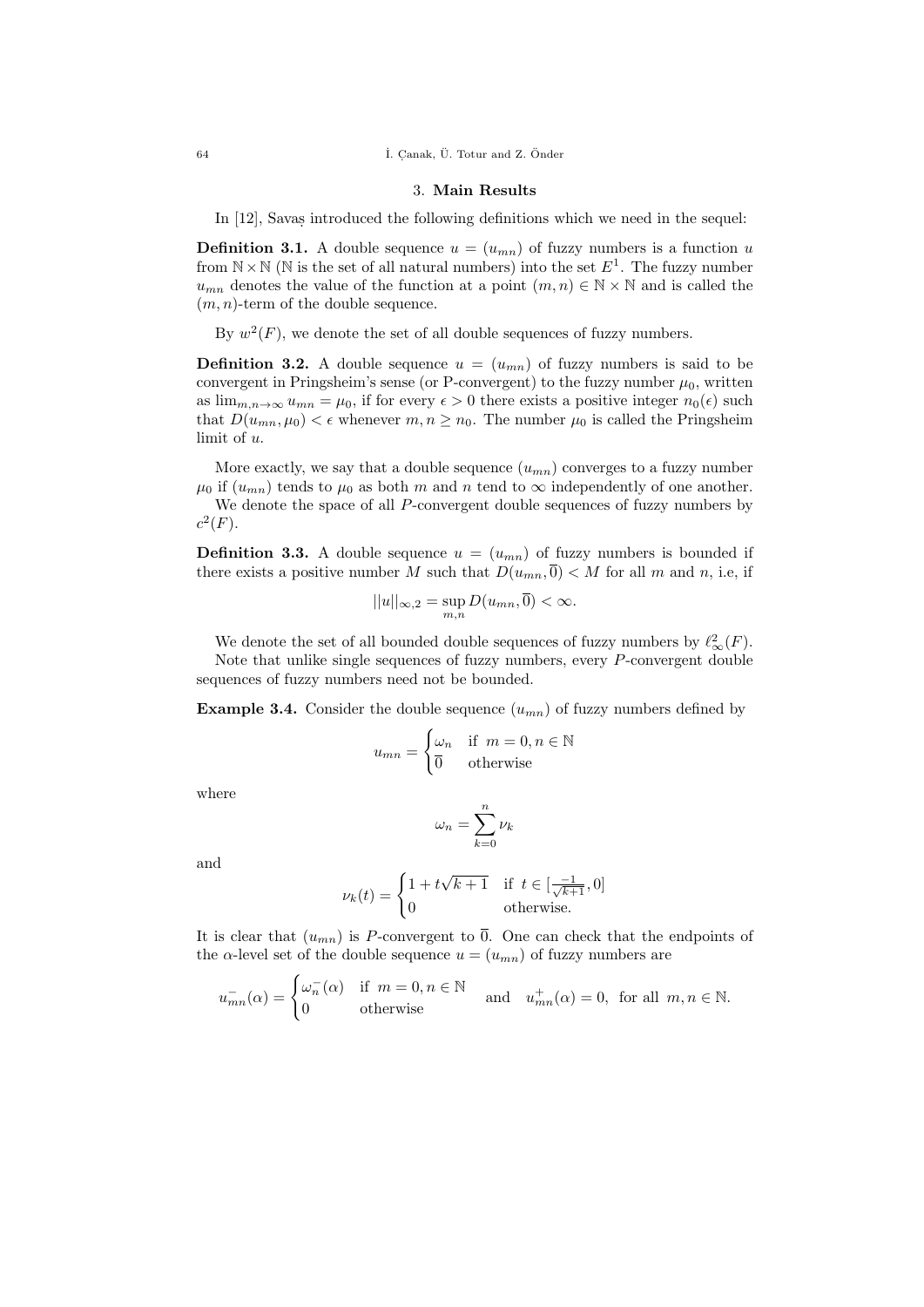## 3. **Main Results**

In [12], Savaş introduced the following definitions which we need in the sequel:

**Definition 3.1.** A double sequence $u = (u_{mn})$ of fuzzy numbers is a function $u$ from $\mathbb{N} \times \mathbb{N}$ ($\mathbb{N}$ is the set of all natural numbers) into the set $E^1$. The fuzzy number $u_{mn}$ denotes the value of the function at a point $(m, n) \in \mathbb{N} \times \mathbb{N}$ and is called the $(m, n)$-term of the double sequence.

By $w^2(F)$, we denote the set of all double sequences of fuzzy numbers.

**Definition 3.2.** A double sequence $u = (u_{mn})$ of fuzzy numbers is said to be convergent in Pringsheim's sense (or P-convergent) to the fuzzy number $\mu_0$, written as $\lim_{m,n\to\infty} u_{mn} = \mu_0$, if for every $\epsilon > 0$ there exists a positive integer $n_0(\epsilon)$ such that $D(u_{mn}, \mu_0) < \epsilon$ whenever $m, n \geq n_0$. The number $\mu_0$ is called the Pringsheim limit of $u$.

More exactly, we say that a double sequence $(u_{mn})$ converges to a fuzzy number $\mu_0$ if $(u_{mn})$ tends to $\mu_0$ as both $m$ and $n$ tend to $\infty$ independently of one another.

We denote the space of all $P$-convergent double sequences of fuzzy numbers by $c^2(F)$.

**Definition 3.3.** A double sequence $u = (u_{mn})$ of fuzzy numbers is bounded if there exists a positive number $M$ such that $D(u_{mn}, \overline{0}) < M$ for all $m$ and $n$, i.e, if

$$||u||_{\infty,2} = \sup_{m,n} D(u_{mn}, \overline{0}) < \infty.$$

We denote the set of all bounded double sequences of fuzzy numbers by $\ell^2_\infty(F)$.

Note that unlike single sequences of fuzzy numbers, every $P$-convergent double sequences of fuzzy numbers need not be bounded.

**Example 3.4.** Consider the double sequence $(u_{mn})$ of fuzzy numbers defined by

$$u_{mn} = \begin{cases} \omega_n & \text{if } m = 0, n \in \mathbb{N} \\ \overline{0} & \text{otherwise} \end{cases}$$

where

$$\omega_n = \sum_{k=0}^{n} \nu_k$$

and

$$\nu_k(t) = \begin{cases} 1 + t\sqrt{k+1} & \text{if } t \in [\frac{-1}{\sqrt{k+1}}, 0] \\ 0 & \text{otherwise.} \end{cases}$$

It is clear that $(u_{mn})$ is $P$-convergent to $\overline{0}$. One can check that the endpoints of the $\alpha$-level set of the double sequence $u = (u_{mn})$ of fuzzy numbers are

$$u^-_{mn}(\alpha) = \begin{cases} \omega^-_n(\alpha) & \text{if } m = 0, n \in \mathbb{N} \\ 0 & \text{otherwise} \end{cases} \quad \text{and} \quad u^+_{mn}(\alpha) = 0, \text{ for all } m, n \in \mathbb{N}.$$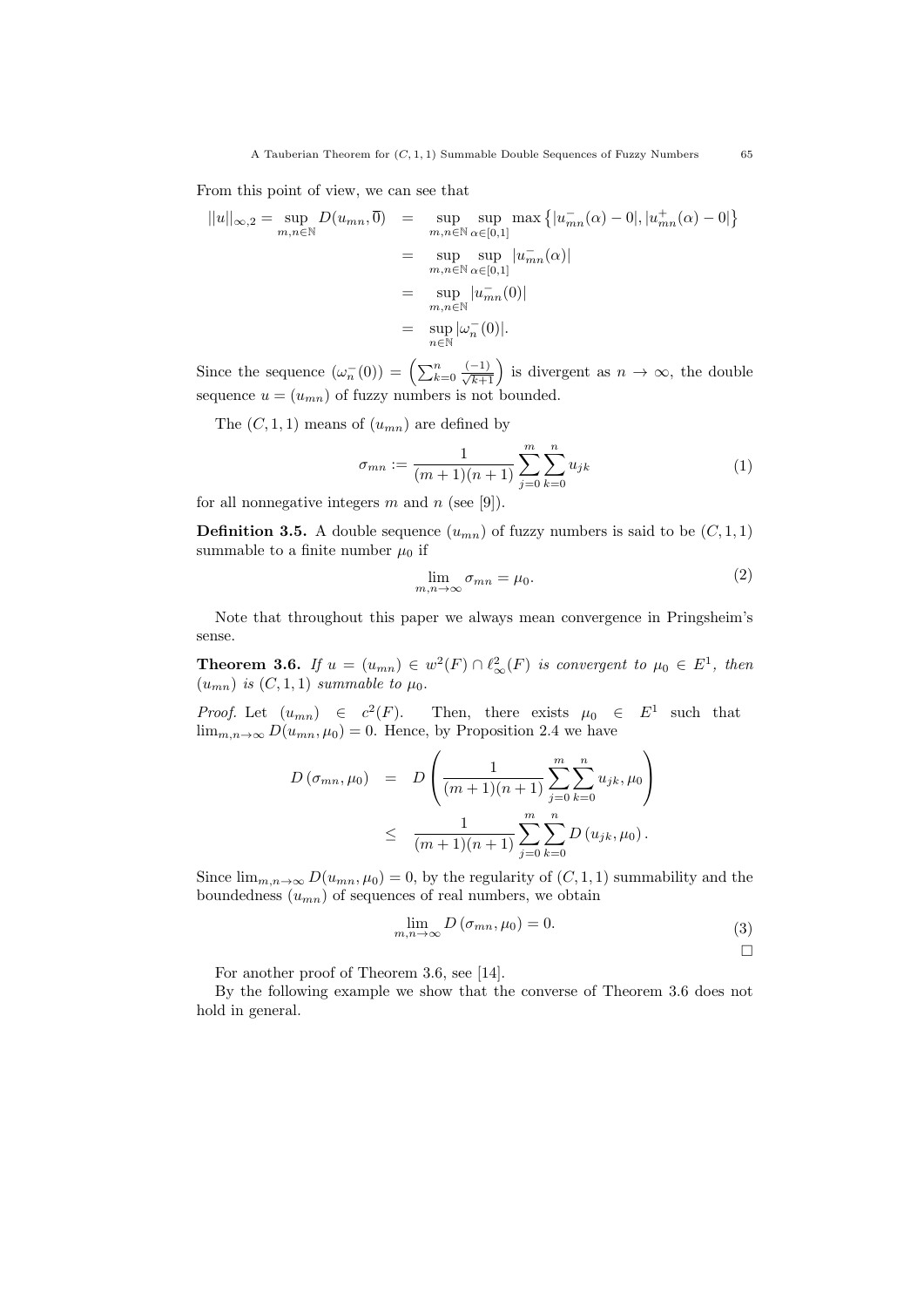From this point of view, we can see that

$$
\begin{aligned}
||u||_{\infty,2} = \sup_{m,n\in\mathbb{N}} D(u_{mn},\overline{0}) &= \sup_{m,n\in\mathbb{N}} \sup_{\alpha\in[0,1]} \max\left\{|u^-_{mn}(\alpha)-0|, |u^+_{mn}(\alpha)-0|\right\} \\
&= \sup_{m,n\in\mathbb{N}} \sup_{\alpha\in[0,1]} |u^-_{mn}(\alpha)| \\
&= \sup_{m,n\in\mathbb{N}} |u^-_{mn}(0)| \\
&= \sup_{n\in\mathbb{N}} |\omega^-_n(0)|.
\end{aligned}
$$

Since the sequence $(\omega^-_n(0)) = \left(\sum_{k=0}^{n} \frac{(-1)}{\sqrt{k+1}}\right)$ is divergent as $n\to\infty$, the double sequence $u=(u_{mn})$ of fuzzy numbers is not bounded.

The $(C,1,1)$ means of $(u_{mn})$ are defined by

$$
\sigma_{mn} := \frac{1}{(m+1)(n+1)} \sum_{j=0}^{m}\sum_{k=0}^{n} u_{jk} \tag{1}
$$

for all nonnegative integers $m$ and $n$ (see [9]).

**Definition 3.5.** A double sequence $(u_{mn})$ of fuzzy numbers is said to be $(C,1,1)$ summable to a finite number $\mu_0$ if

$$
\lim_{m,n\to\infty} \sigma_{mn} = \mu_0. \tag{2}
$$

Note that throughout this paper we always mean convergence in Pringsheim's sense.

**Theorem 3.6.** *If $u=(u_{mn}) \in w^2(F)\cap \ell^2_\infty(F)$ is convergent to $\mu_0 \in E^1$, then $(u_{mn})$ is $(C,1,1)$ summable to $\mu_0$.*

*Proof.* Let $(u_{mn}) \in c^2(F)$. Then, there exists $\mu_0 \in E^1$ such that $\lim_{m,n\to\infty} D(u_{mn},\mu_0)=0$. Hence, by Proposition 2.4 we have

$$
\begin{aligned}
D\left(\sigma_{mn},\mu_0\right) &= D\left(\frac{1}{(m+1)(n+1)}\sum_{j=0}^{m}\sum_{k=0}^{n} u_{jk}, \mu_0\right) \\
&\leq \frac{1}{(m+1)(n+1)}\sum_{j=0}^{m}\sum_{k=0}^{n} D\left(u_{jk},\mu_0\right).
\end{aligned}
$$

Since $\lim_{m,n\to\infty} D(u_{mn},\mu_0)=0$, by the regularity of $(C,1,1)$ summability and the boundedness $(u_{mn})$ of sequences of real numbers, we obtain

$$
\lim_{m,n\to\infty} D\left(\sigma_{mn},\mu_0\right) = 0. \tag{3}
$$

□

For another proof of Theorem 3.6, see [14].

By the following example we show that the converse of Theorem 3.6 does not hold in general.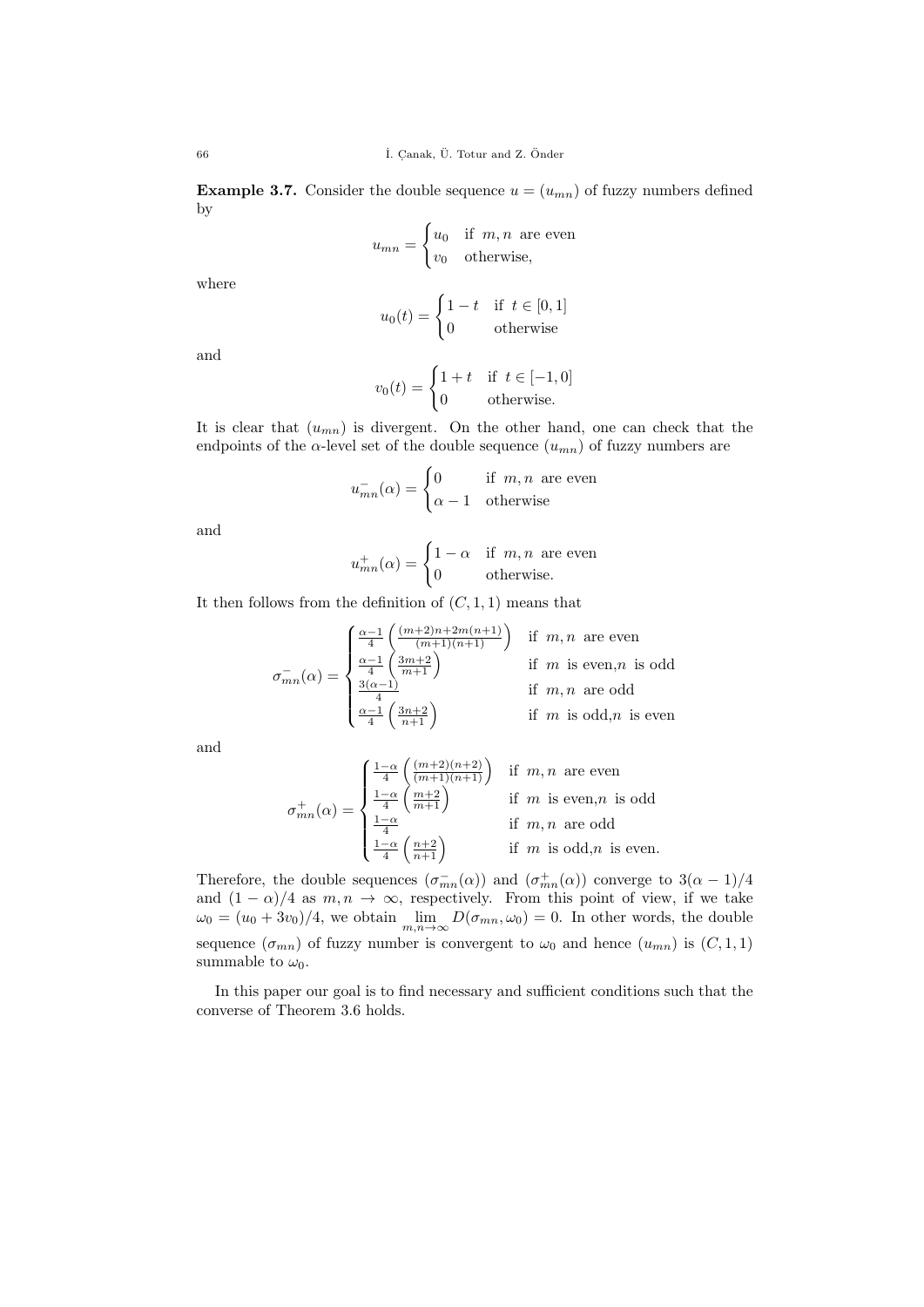**Example 3.7.** Consider the double sequence $u = (u_{mn})$ of fuzzy numbers defined by

$$u_{mn} = \begin{cases} u_0 & \text{if } m, n \text{ are even} \\ v_0 & \text{otherwise,} \end{cases}$$

where

$$u_0(t) = \begin{cases} 1-t & \text{if } t \in [0,1] \\ 0 & \text{otherwise} \end{cases}$$

and

$$v_0(t) = \begin{cases} 1+t & \text{if } t \in [-1,0] \\ 0 & \text{otherwise.} \end{cases}$$

It is clear that $(u_{mn})$ is divergent. On the other hand, one can check that the endpoints of the $\alpha$-level set of the double sequence $(u_{mn})$ of fuzzy numbers are

$$u^{-}_{mn}(\alpha) = \begin{cases} 0 & \text{if } m, n \text{ are even} \\ \alpha - 1 & \text{otherwise} \end{cases}$$

and

$$u^{+}_{mn}(\alpha) = \begin{cases} 1-\alpha & \text{if } m, n \text{ are even} \\ 0 & \text{otherwise.} \end{cases}$$

It then follows from the definition of $(C, 1, 1)$ means that

$$\sigma^{-}_{mn}(\alpha) = \begin{cases} \frac{\alpha-1}{4}\left(\frac{(m+2)n+2m(n+1)}{(m+1)(n+1)}\right) & \text{if } m, n \text{ are even} \\ \frac{\alpha-1}{4}\left(\frac{3m+2}{m+1}\right) & \text{if } m \text{ is even}, n \text{ is odd} \\ \frac{3(\alpha-1)}{4} & \text{if } m, n \text{ are odd} \\ \frac{\alpha-1}{4}\left(\frac{3n+2}{n+1}\right) & \text{if } m \text{ is odd}, n \text{ is even} \end{cases}$$

and

$$\sigma^{+}_{mn}(\alpha) = \begin{cases} \frac{1-\alpha}{4}\left(\frac{(m+2)(n+2)}{(m+1)(n+1)}\right) & \text{if } m, n \text{ are even} \\ \frac{1-\alpha}{4}\left(\frac{m+2}{m+1}\right) & \text{if } m \text{ is even}, n \text{ is odd} \\ \frac{1-\alpha}{4} & \text{if } m, n \text{ are odd} \\ \frac{1-\alpha}{4}\left(\frac{n+2}{n+1}\right) & \text{if } m \text{ is odd}, n \text{ is even.} \end{cases}$$

Therefore, the double sequences $(\sigma^{-}_{mn}(\alpha))$ and $(\sigma^{+}_{mn}(\alpha))$ converge to $3(\alpha-1)/4$ and $(1-\alpha)/4$ as $m, n \to \infty$, respectively. From this point of view, if we take $\omega_0 = (u_0 + 3v_0)/4$, we obtain $\lim\limits_{m,n\to\infty} D(\sigma_{mn}, \omega_0) = 0$. In other words, the double sequence $(\sigma_{mn})$ of fuzzy number is convergent to $\omega_0$ and hence $(u_{mn})$ is $(C, 1, 1)$ summable to $\omega_0$.

In this paper our goal is to find necessary and sufficient conditions such that the converse of Theorem 3.6 holds.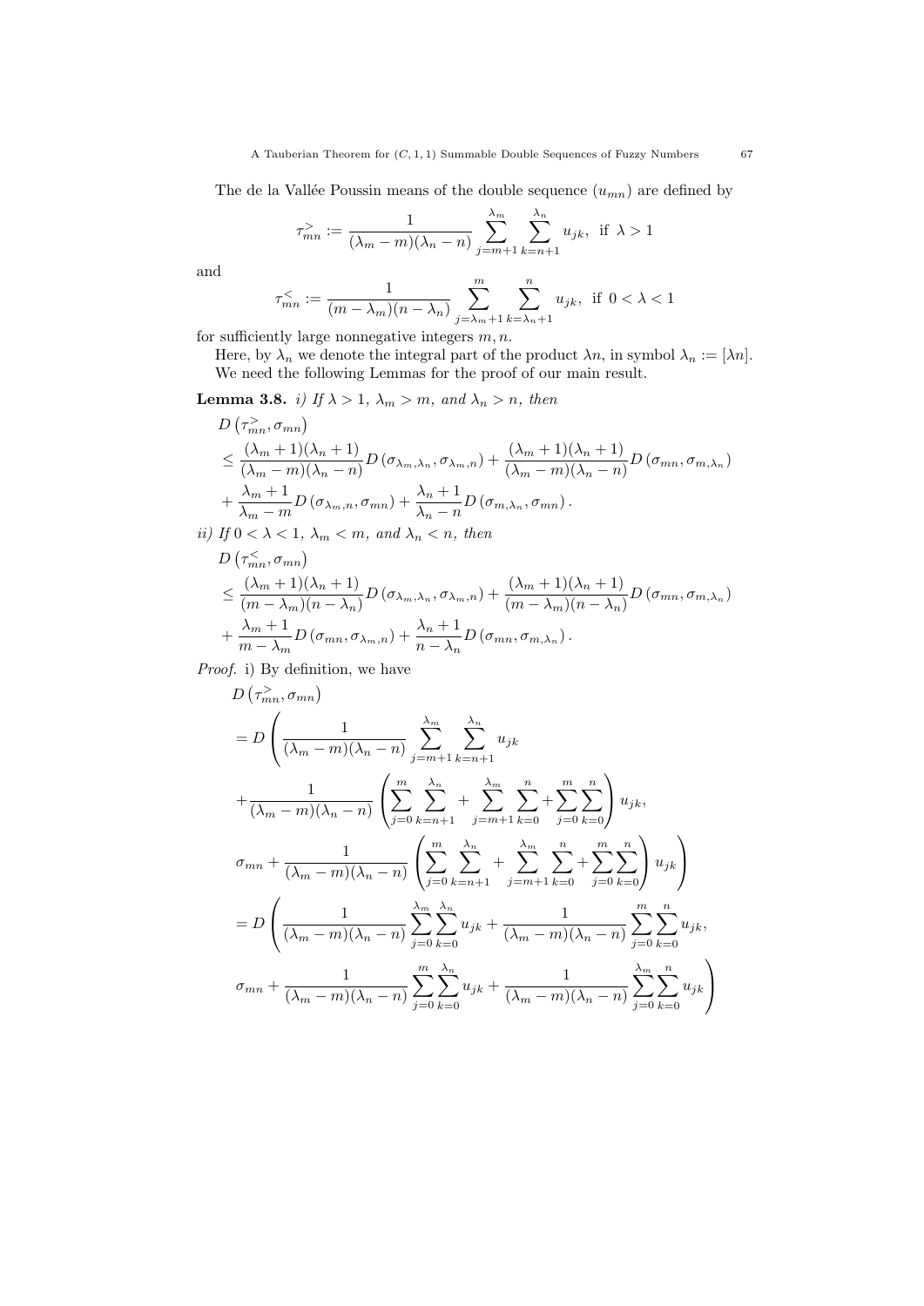The de la Vallée Poussin means of the double sequence $(u_{mn})$ are defined by

$$\tau_{mn}^{>} := \frac{1}{(\lambda_m - m)(\lambda_n - n)} \sum_{j=m+1}^{\lambda_m} \sum_{k=n+1}^{\lambda_n} u_{jk}, \text{ if } \lambda > 1$$

and

$$\tau_{mn}^{<} := \frac{1}{(m - \lambda_m)(n - \lambda_n)} \sum_{j=\lambda_m+1}^{m} \sum_{k=\lambda_n+1}^{n} u_{jk}, \text{ if } 0 < \lambda < 1$$

for sufficiently large nonnegative integers $m, n$.

Here, by $\lambda_n$ we denote the integral part of the product $\lambda n$, in symbol $\lambda_n := [\lambda n]$.

We need the following Lemmas for the proof of our main result.

**Lemma 3.8.** *i) If $\lambda > 1$, $\lambda_m > m$, and $\lambda_n > n$, then*

$$\begin{aligned}
&D\left(\tau_{mn}^{>}, \sigma_{mn}\right) \\
&\leq \frac{(\lambda_m+1)(\lambda_n+1)}{(\lambda_m - m)(\lambda_n - n)} D\left(\sigma_{\lambda_m,\lambda_n}, \sigma_{\lambda_m,n}\right) + \frac{(\lambda_m+1)(\lambda_n+1)}{(\lambda_m - m)(\lambda_n - n)} D\left(\sigma_{mn}, \sigma_{m,\lambda_n}\right) \\
&+ \frac{\lambda_m+1}{\lambda_m - m} D\left(\sigma_{\lambda_m,n}, \sigma_{mn}\right) + \frac{\lambda_n+1}{\lambda_n - n} D\left(\sigma_{m,\lambda_n}, \sigma_{mn}\right).
\end{aligned}$$

*ii) If $0 < \lambda < 1$, $\lambda_m < m$, and $\lambda_n < n$, then*

$$\begin{aligned}
&D\left(\tau_{mn}^{<}, \sigma_{mn}\right) \\
&\leq \frac{(\lambda_m+1)(\lambda_n+1)}{(m - \lambda_m)(n - \lambda_n)} D\left(\sigma_{\lambda_m,\lambda_n}, \sigma_{\lambda_m,n}\right) + \frac{(\lambda_m+1)(\lambda_n+1)}{(m - \lambda_m)(n - \lambda_n)} D\left(\sigma_{mn}, \sigma_{m,\lambda_n}\right) \\
&+ \frac{\lambda_m+1}{m - \lambda_m} D\left(\sigma_{mn}, \sigma_{\lambda_m,n}\right) + \frac{\lambda_n+1}{n - \lambda_n} D\left(\sigma_{mn}, \sigma_{m,\lambda_n}\right).
\end{aligned}$$

*Proof.* i) By definition, we have

$$\begin{aligned}
&D\left(\tau_{mn}^{>}, \sigma_{mn}\right) \\
&= D\left(\frac{1}{(\lambda_m - m)(\lambda_n - n)} \sum_{j=m+1}^{\lambda_m} \sum_{k=n+1}^{\lambda_n} u_{jk}\right. \\
&+ \frac{1}{(\lambda_m - m)(\lambda_n - n)} \left(\sum_{j=0}^{m} \sum_{k=n+1}^{\lambda_n} + \sum_{j=m+1}^{\lambda_m} \sum_{k=0}^{n} + \sum_{j=0}^{m} \sum_{k=0}^{n}\right) u_{jk}, \\
&\left.\sigma_{mn} + \frac{1}{(\lambda_m - m)(\lambda_n - n)} \left(\sum_{j=0}^{m} \sum_{k=n+1}^{\lambda_n} + \sum_{j=m+1}^{\lambda_m} \sum_{k=0}^{n} + \sum_{j=0}^{m} \sum_{k=0}^{n}\right) u_{jk}\right) \\
&= D\left(\frac{1}{(\lambda_m - m)(\lambda_n - n)} \sum_{j=0}^{\lambda_m} \sum_{k=0}^{\lambda_n} u_{jk} + \frac{1}{(\lambda_m - m)(\lambda_n - n)} \sum_{j=0}^{m} \sum_{k=0}^{n} u_{jk},\right. \\
&\left.\sigma_{mn} + \frac{1}{(\lambda_m - m)(\lambda_n - n)} \sum_{j=0}^{m} \sum_{k=0}^{\lambda_n} u_{jk} + \frac{1}{(\lambda_m - m)(\lambda_n - n)} \sum_{j=0}^{\lambda_m} \sum_{k=0}^{n} u_{jk}\right)
\end{aligned}$$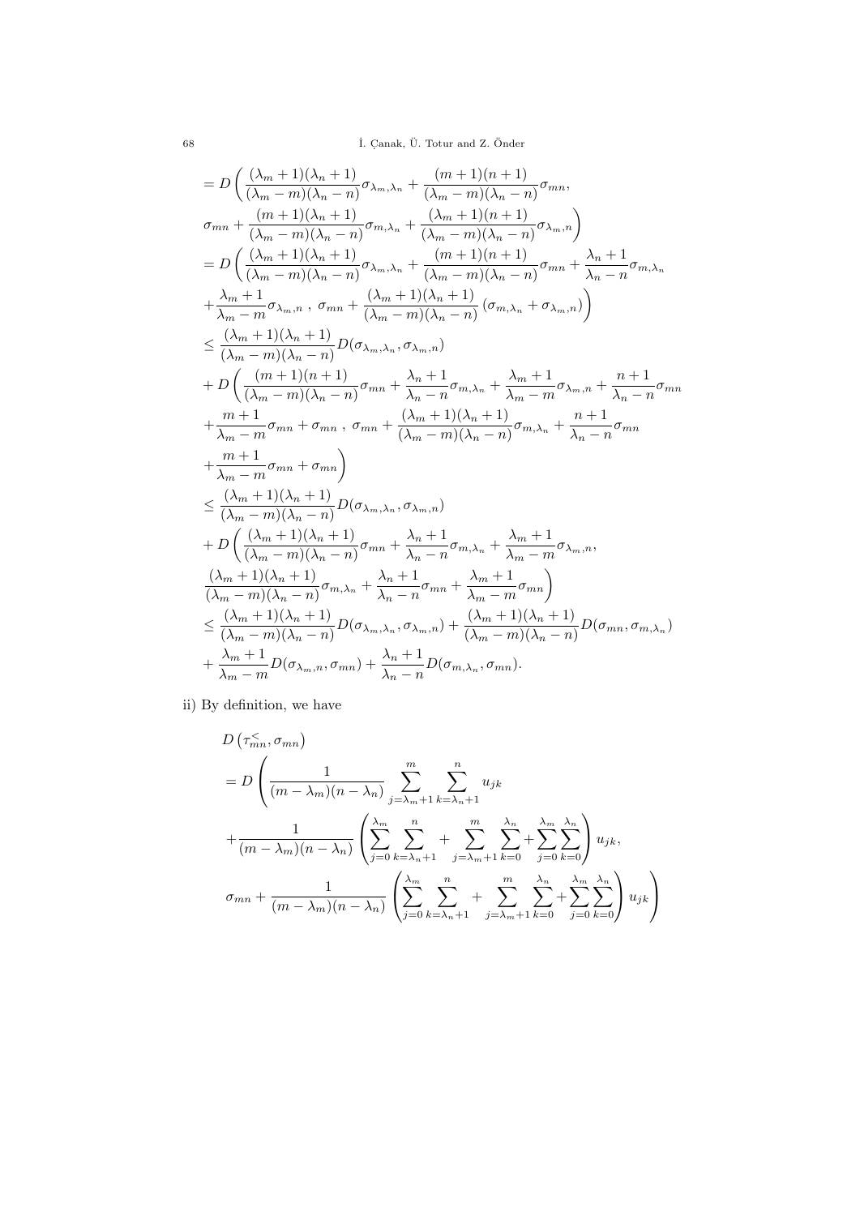$$
\begin{aligned}
&= D\bigg(\frac{(\lambda_m+1)(\lambda_n+1)}{(\lambda_m-m)(\lambda_n-n)}\sigma_{\lambda_m,\lambda_n} + \frac{(m+1)(n+1)}{(\lambda_m-m)(\lambda_n-n)}\sigma_{mn}, \\
&\sigma_{mn} + \frac{(m+1)(\lambda_n+1)}{(\lambda_m-m)(\lambda_n-n)}\sigma_{m,\lambda_n} + \frac{(\lambda_m+1)(n+1)}{(\lambda_m-m)(\lambda_n-n)}\sigma_{\lambda_m,n}\bigg) \\
&= D\bigg(\frac{(\lambda_m+1)(\lambda_n+1)}{(\lambda_m-m)(\lambda_n-n)}\sigma_{\lambda_m,\lambda_n} + \frac{(m+1)(n+1)}{(\lambda_m-m)(\lambda_n-n)}\sigma_{mn} + \frac{\lambda_n+1}{\lambda_n-n}\sigma_{m,\lambda_n} \\
&+\frac{\lambda_m+1}{\lambda_m-m}\sigma_{\lambda_m,n}\ ,\ \sigma_{mn} + \frac{(\lambda_m+1)(\lambda_n+1)}{(\lambda_m-m)(\lambda_n-n)}\left(\sigma_{m,\lambda_n}+\sigma_{\lambda_m,n}\right)\bigg) \\
&\le \frac{(\lambda_m+1)(\lambda_n+1)}{(\lambda_m-m)(\lambda_n-n)}D(\sigma_{\lambda_m,\lambda_n},\sigma_{\lambda_m,n}) \\
&+ D\bigg(\frac{(m+1)(n+1)}{(\lambda_m-m)(\lambda_n-n)}\sigma_{mn} + \frac{\lambda_n+1}{\lambda_n-n}\sigma_{m,\lambda_n} + \frac{\lambda_m+1}{\lambda_m-m}\sigma_{\lambda_m,n} + \frac{n+1}{\lambda_n-n}\sigma_{mn} \\
&+\frac{m+1}{\lambda_m-m}\sigma_{mn} + \sigma_{mn}\ ,\ \sigma_{mn} + \frac{(\lambda_m+1)(\lambda_n+1)}{(\lambda_m-m)(\lambda_n-n)}\sigma_{m,\lambda_n} + \frac{n+1}{\lambda_n-n}\sigma_{mn} \\
&+\frac{m+1}{\lambda_m-m}\sigma_{mn} + \sigma_{mn}\bigg) \\
&\le \frac{(\lambda_m+1)(\lambda_n+1)}{(\lambda_m-m)(\lambda_n-n)}D(\sigma_{\lambda_m,\lambda_n},\sigma_{\lambda_m,n}) \\
&+ D\bigg(\frac{(\lambda_m+1)(\lambda_n+1)}{(\lambda_m-m)(\lambda_n-n)}\sigma_{mn} + \frac{\lambda_n+1}{\lambda_n-n}\sigma_{m,\lambda_n} + \frac{\lambda_m+1}{\lambda_m-m}\sigma_{\lambda_m,n}, \\
&\frac{(\lambda_m+1)(\lambda_n+1)}{(\lambda_m-m)(\lambda_n-n)}\sigma_{m,\lambda_n} + \frac{\lambda_n+1}{\lambda_n-n}\sigma_{mn} + \frac{\lambda_m+1}{\lambda_m-m}\sigma_{mn}\bigg) \\
&\le \frac{(\lambda_m+1)(\lambda_n+1)}{(\lambda_m-m)(\lambda_n-n)}D(\sigma_{\lambda_m,\lambda_n},\sigma_{\lambda_m,n}) + \frac{(\lambda_m+1)(\lambda_n+1)}{(\lambda_m-m)(\lambda_n-n)}D(\sigma_{mn},\sigma_{m,\lambda_n}) \\
&+ \frac{\lambda_m+1}{\lambda_m-m}D(\sigma_{\lambda_m,n},\sigma_{mn}) + \frac{\lambda_n+1}{\lambda_n-n}D(\sigma_{m,\lambda_n},\sigma_{mn}).
\end{aligned}
$$

ii) By definition, we have

$$
\begin{aligned}
&D\left(\tau^{<}_{mn},\sigma_{mn}\right) \\
&= D\left(\frac{1}{(m-\lambda_m)(n-\lambda_n)}\sum_{j=\lambda_m+1}^{m}\sum_{k=\lambda_n+1}^{n}u_{jk}\right. \\
&+\frac{1}{(m-\lambda_m)(n-\lambda_n)}\left(\sum_{j=0}^{\lambda_m}\sum_{k=\lambda_n+1}^{n} + \sum_{j=\lambda_m+1}^{m}\sum_{k=0}^{\lambda_n} + \sum_{j=0}^{\lambda_m}\sum_{k=0}^{\lambda_n}\right)u_{jk}, \\
&\left.\sigma_{mn} + \frac{1}{(m-\lambda_m)(n-\lambda_n)}\left(\sum_{j=0}^{\lambda_m}\sum_{k=\lambda_n+1}^{n} + \sum_{j=\lambda_m+1}^{m}\sum_{k=0}^{\lambda_n} + \sum_{j=0}^{\lambda_m}\sum_{k=0}^{\lambda_n}\right)u_{jk}\right)
\end{aligned}
$$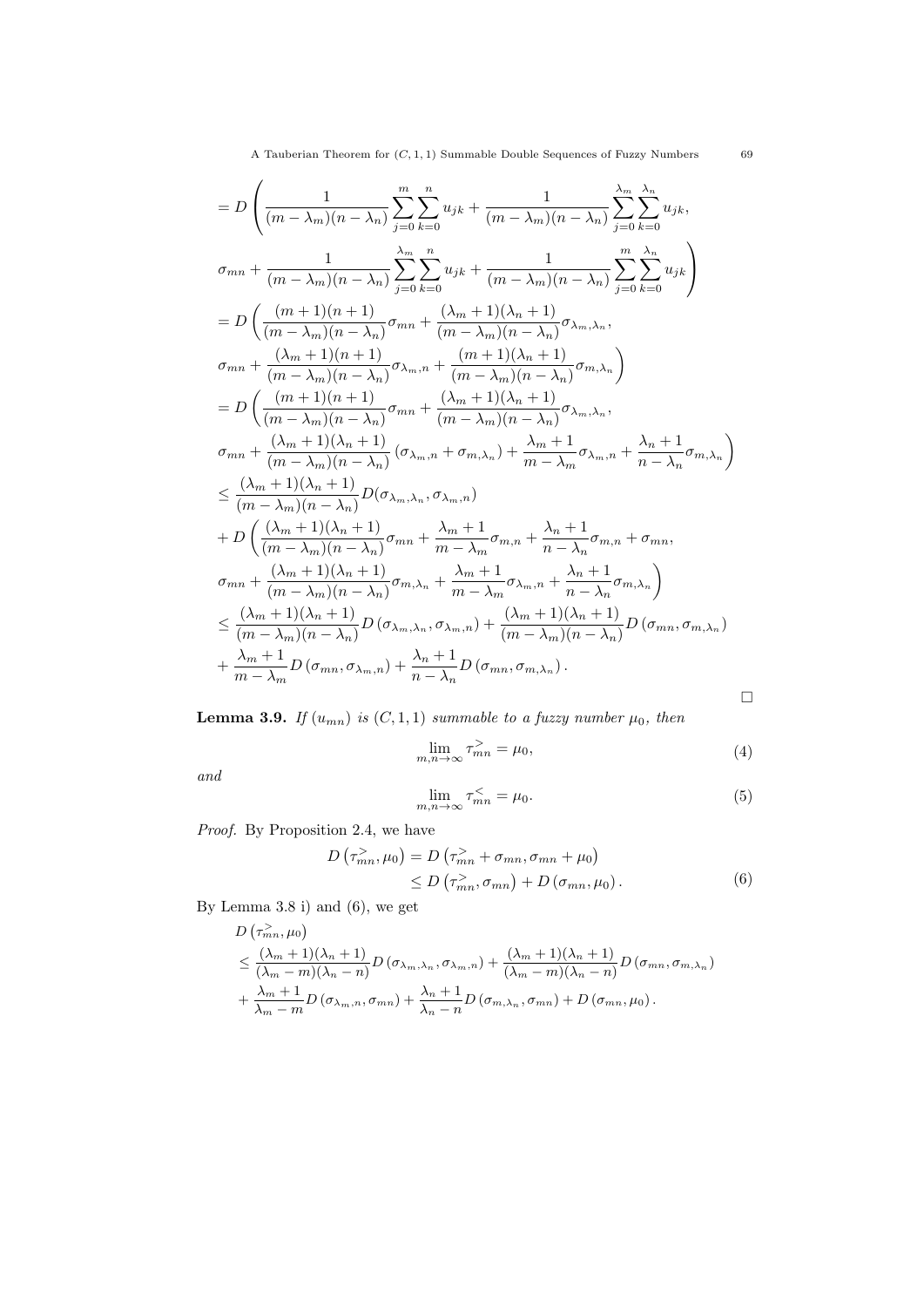$$
\begin{aligned}
&= D\left(\frac{1}{(m-\lambda_m)(n-\lambda_n)}\sum_{j=0}^{m}\sum_{k=0}^{n}u_{jk} + \frac{1}{(m-\lambda_m)(n-\lambda_n)}\sum_{j=0}^{\lambda_m}\sum_{k=0}^{\lambda_n}u_{jk},\right.\\
&\left.\sigma_{mn} + \frac{1}{(m-\lambda_m)(n-\lambda_n)}\sum_{j=0}^{\lambda_m}\sum_{k=0}^{n}u_{jk} + \frac{1}{(m-\lambda_m)(n-\lambda_n)}\sum_{j=0}^{m}\sum_{k=0}^{\lambda_n}u_{jk}\right)\\
&= D\left(\frac{(m+1)(n+1)}{(m-\lambda_m)(n-\lambda_n)}\sigma_{mn} + \frac{(\lambda_m+1)(\lambda_n+1)}{(m-\lambda_m)(n-\lambda_n)}\sigma_{\lambda_m,\lambda_n},\right.\\
&\left.\sigma_{mn} + \frac{(\lambda_m+1)(n+1)}{(m-\lambda_m)(n-\lambda_n)}\sigma_{\lambda_m,n} + \frac{(m+1)(\lambda_n+1)}{(m-\lambda_m)(n-\lambda_n)}\sigma_{m,\lambda_n}\right)\\
&= D\left(\frac{(m+1)(n+1)}{(m-\lambda_m)(n-\lambda_n)}\sigma_{mn} + \frac{(\lambda_m+1)(\lambda_n+1)}{(m-\lambda_m)(n-\lambda_n)}\sigma_{\lambda_m,\lambda_n},\right.\\
&\left.\sigma_{mn} + \frac{(\lambda_m+1)(\lambda_n+1)}{(m-\lambda_m)(n-\lambda_n)}\left(\sigma_{\lambda_m,n}+\sigma_{m,\lambda_n}\right) + \frac{\lambda_m+1}{m-\lambda_m}\sigma_{\lambda_m,n} + \frac{\lambda_n+1}{n-\lambda_n}\sigma_{m,\lambda_n}\right)\\
&\le \frac{(\lambda_m+1)(\lambda_n+1)}{(m-\lambda_m)(n-\lambda_n)}D(\sigma_{\lambda_m,\lambda_n},\sigma_{\lambda_m,n})\\
&+ D\left(\frac{(\lambda_m+1)(\lambda_n+1)}{(m-\lambda_m)(n-\lambda_n)}\sigma_{mn} + \frac{\lambda_m+1}{m-\lambda_m}\sigma_{m,n} + \frac{\lambda_n+1}{n-\lambda_n}\sigma_{m,n} + \sigma_{mn},\right.\\
&\left.\sigma_{mn} + \frac{(\lambda_m+1)(\lambda_n+1)}{(m-\lambda_m)(n-\lambda_n)}\sigma_{m,\lambda_n} + \frac{\lambda_m+1}{m-\lambda_m}\sigma_{\lambda_m,n} + \frac{\lambda_n+1}{n-\lambda_n}\sigma_{m,\lambda_n}\right)\\
&\le \frac{(\lambda_m+1)(\lambda_n+1)}{(m-\lambda_m)(n-\lambda_n)}D\left(\sigma_{\lambda_m,\lambda_n},\sigma_{\lambda_m,n}\right) + \frac{(\lambda_m+1)(\lambda_n+1)}{(m-\lambda_m)(n-\lambda_n)}D\left(\sigma_{mn},\sigma_{m,\lambda_n}\right)\\
&+ \frac{\lambda_m+1}{m-\lambda_m}D\left(\sigma_{mn},\sigma_{\lambda_m,n}\right) + \frac{\lambda_n+1}{n-\lambda_n}D\left(\sigma_{mn},\sigma_{m,\lambda_n}\right).
\end{aligned}
$$

□

**Lemma 3.9.** *If $(u_{mn})$ is $(C,1,1)$ summable to a fuzzy number $\mu_0$, then*

$$
\lim_{m,n\to\infty} \tau^{>}_{mn} = \mu_0, \tag{4}
$$

*and*

$$
\lim_{m,n\to\infty} \tau^{<}_{mn} = \mu_0. \tag{5}
$$

*Proof.* By Proposition 2.4, we have

$$
\begin{aligned}
D\left(\tau^{>}_{mn},\mu_0\right) &= D\left(\tau^{>}_{mn}+\sigma_{mn},\sigma_{mn}+\mu_0\right)\\
&\le D\left(\tau^{>}_{mn},\sigma_{mn}\right) + D\left(\sigma_{mn},\mu_0\right).
\end{aligned} \tag{6}
$$

By Lemma 3.8 i) and (6), we get

$$
\begin{aligned}
&D\left(\tau^{>}_{mn},\mu_0\right)\\
&\le \frac{(\lambda_m+1)(\lambda_n+1)}{(\lambda_m-m)(\lambda_n-n)}D\left(\sigma_{\lambda_m,\lambda_n},\sigma_{\lambda_m,n}\right) + \frac{(\lambda_m+1)(\lambda_n+1)}{(\lambda_m-m)(\lambda_n-n)}D\left(\sigma_{mn},\sigma_{m,\lambda_n}\right)\\
&+ \frac{\lambda_m+1}{\lambda_m-m}D\left(\sigma_{\lambda_m,n},\sigma_{mn}\right) + \frac{\lambda_n+1}{\lambda_n-n}D\left(\sigma_{m,\lambda_n},\sigma_{mn}\right) + D\left(\sigma_{mn},\mu_0\right).
\end{aligned}
$$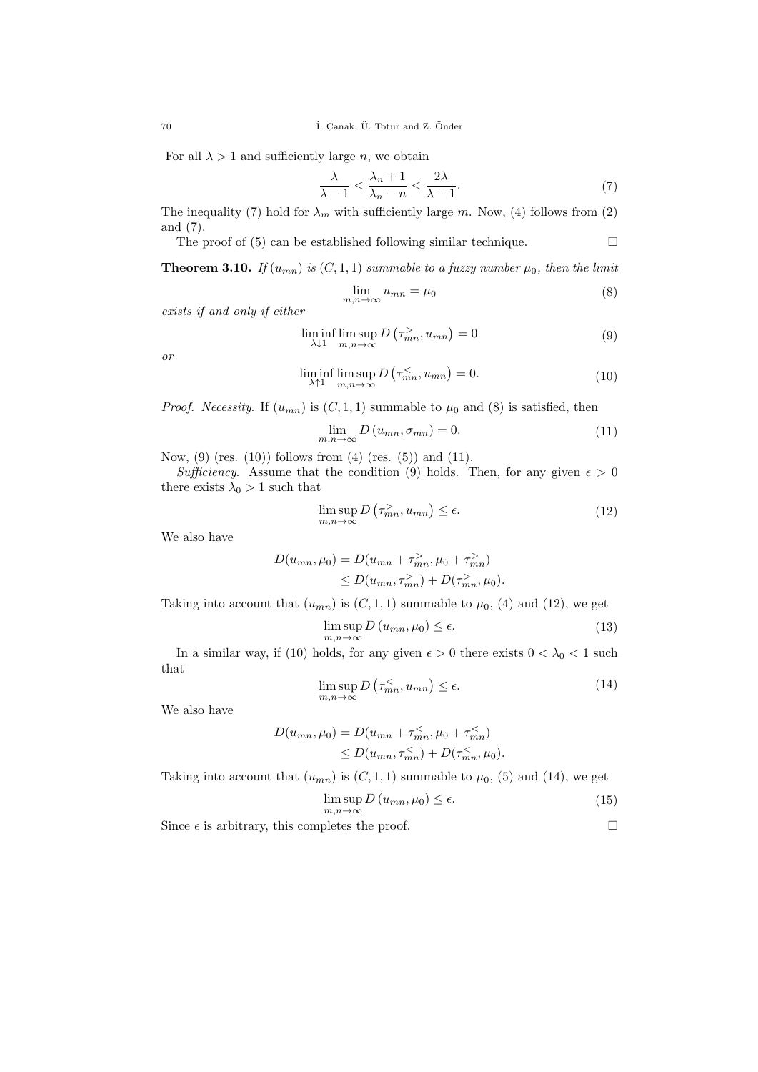For all $\lambda > 1$ and sufficiently large $n$, we obtain

$$\frac{\lambda}{\lambda - 1} < \frac{\lambda_n + 1}{\lambda_n - n} < \frac{2\lambda}{\lambda - 1}. \tag{7}$$

The inequality (7) hold for $\lambda_m$ with sufficiently large $m$. Now, (4) follows from (2) and (7).

The proof of (5) can be established following similar technique. $\square$

**Theorem 3.10.** *If $(u_{mn})$ is $(C, 1, 1)$ summable to a fuzzy number $\mu_0$, then the limit*

$$\lim_{m,n\to\infty} u_{mn} = \mu_0 \tag{8}$$

*exists if and only if either*

$$\liminf_{\lambda\downarrow 1} \limsup_{m,n\to\infty} D\left(\tau^{>}_{mn}, u_{mn}\right) = 0 \tag{9}$$

*or*

$$\liminf_{\lambda\uparrow 1} \limsup_{m,n\to\infty} D\left(\tau^{<}_{mn}, u_{mn}\right) = 0. \tag{10}$$

*Proof.* *Necessity.* If $(u_{mn})$ is $(C, 1, 1)$ summable to $\mu_0$ and (8) is satisfied, then

$$\lim_{m,n\to\infty} D\left(u_{mn}, \sigma_{mn}\right) = 0. \tag{11}$$

Now, (9) (res. (10)) follows from (4) (res. (5)) and (11).

*Sufficiency.* Assume that the condition (9) holds. Then, for any given $\epsilon > 0$ there exists $\lambda_0 > 1$ such that

$$\limsup_{m,n\to\infty} D\left(\tau^{>}_{mn}, u_{mn}\right) \leq \epsilon. \tag{12}$$

We also have

$$\begin{aligned} D(u_{mn}, \mu_0) &= D(u_{mn} + \tau^{>}_{mn}, \mu_0 + \tau^{>}_{mn}) \\ &\leq D(u_{mn}, \tau^{>}_{mn}) + D(\tau^{>}_{mn}, \mu_0). \end{aligned}$$

Taking into account that $(u_{mn})$ is $(C, 1, 1)$ summable to $\mu_0$, (4) and (12), we get

$$\limsup_{m,n\to\infty} D\left(u_{mn}, \mu_0\right) \leq \epsilon. \tag{13}$$

In a similar way, if (10) holds, for any given $\epsilon > 0$ there exists $0 < \lambda_0 < 1$ such that

$$\limsup_{m,n\to\infty} D\left(\tau^{<}_{mn}, u_{mn}\right) \leq \epsilon. \tag{14}$$

We also have

$$\begin{aligned} D(u_{mn}, \mu_0) &= D(u_{mn} + \tau^{<}_{mn}, \mu_0 + \tau^{<}_{mn}) \\ &\leq D(u_{mn}, \tau^{<}_{mn}) + D(\tau^{<}_{mn}, \mu_0). \end{aligned}$$

Taking into account that $(u_{mn})$ is $(C, 1, 1)$ summable to $\mu_0$, (5) and (14), we get

$$\limsup_{m,n\to\infty} D\left(u_{mn}, \mu_0\right) \leq \epsilon. \tag{15}$$

Since $\epsilon$ is arbitrary, this completes the proof. $\square$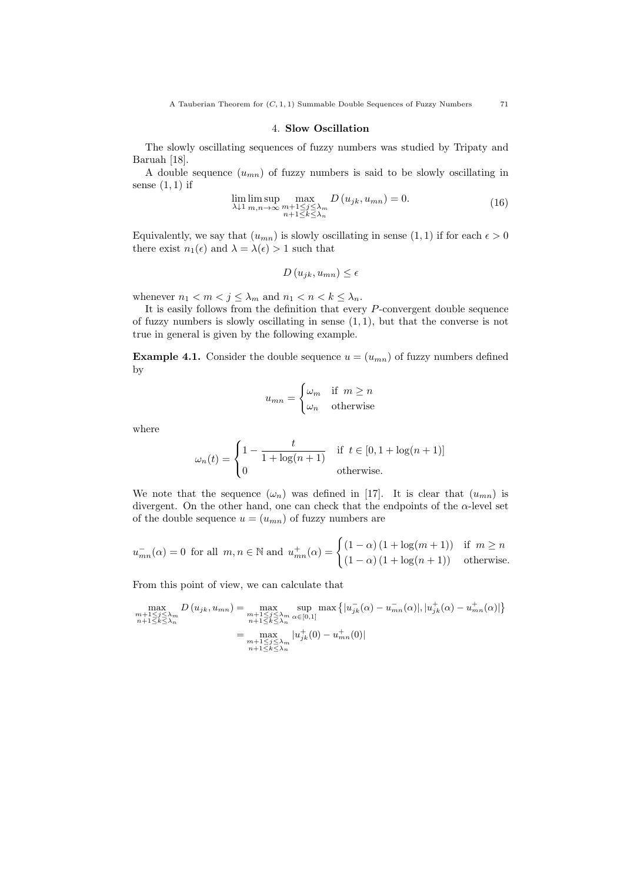## 4. **Slow Oscillation**

The slowly oscillating sequences of fuzzy numbers was studied by Tripaty and Baruah [18].

A double sequence $(u_{mn})$ of fuzzy numbers is said to be slowly oscillating in sense $(1,1)$ if

$$\lim_{\lambda \downarrow 1} \limsup_{m,n\to\infty} \max_{\substack{m+1\leq j\leq \lambda_m \\ n+1\leq k\leq \lambda_n}} D\left(u_{jk}, u_{mn}\right) = 0. \tag{16}$$

Equivalently, we say that $(u_{mn})$ is slowly oscillating in sense $(1,1)$ if for each $\epsilon > 0$ there exist $n_1(\epsilon)$ and $\lambda = \lambda(\epsilon) > 1$ such that

$$D\left(u_{jk}, u_{mn}\right) \leq \epsilon$$

whenever $n_1 < m < j \leq \lambda_m$ and $n_1 < n < k \leq \lambda_n$.

It is easily follows from the definition that every $P$-convergent double sequence of fuzzy numbers is slowly oscillating in sense $(1,1)$, but that the converse is not true in general is given by the following example.

**Example 4.1.** Consider the double sequence $u = (u_{mn})$ of fuzzy numbers defined by

$$u_{mn} = \begin{cases} \omega_m & \text{if } m \geq n \\ \omega_n & \text{otherwise} \end{cases}$$

where

$$\omega_n(t) = \begin{cases} 1 - \dfrac{t}{1+\log(n+1)} & \text{if } t \in [0, 1+\log(n+1)] \\ 0 & \text{otherwise.} \end{cases}$$

We note that the sequence $(\omega_n)$ was defined in [17]. It is clear that $(u_{mn})$ is divergent. On the other hand, one can check that the endpoints of the $\alpha$-level set of the double sequence $u = (u_{mn})$ of fuzzy numbers are

$$u^-_{mn}(\alpha) = 0 \text{ for all } m,n \in \mathbb{N} \text{ and } u^+_{mn}(\alpha) = \begin{cases} (1-\alpha)\left(1+\log(m+1)\right) & \text{if } m \geq n \\ (1-\alpha)\left(1+\log(n+1)\right) & \text{otherwise.} \end{cases}$$

From this point of view, we can calculate that

$$\begin{aligned} \max_{\substack{m+1\leq j\leq \lambda_m \\ n+1\leq k\leq \lambda_n}} D\left(u_{jk}, u_{mn}\right) &= \max_{\substack{m+1\leq j\leq \lambda_m \\ n+1\leq k\leq \lambda_n}} \sup_{\alpha\in[0,1]} \max\left\{|u^-_{jk}(\alpha) - u^-_{mn}(\alpha)|, |u^+_{jk}(\alpha) - u^+_{mn}(\alpha)|\right\} \\ &= \max_{\substack{m+1\leq j\leq \lambda_m \\ n+1\leq k\leq \lambda_n}} |u^+_{jk}(0) - u^+_{mn}(0)| \end{aligned}$$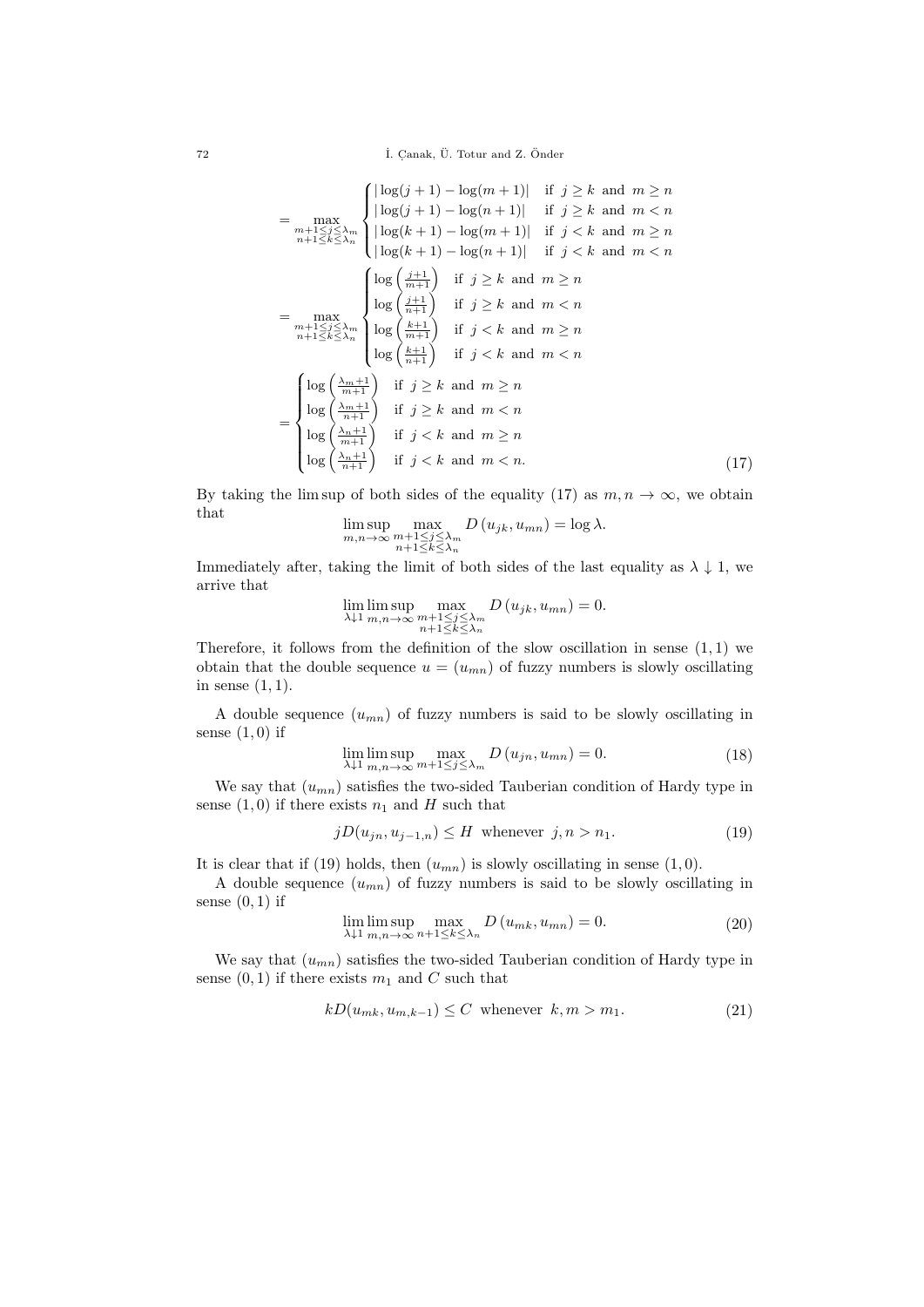$$
= \max_{\substack{m+1\leq j\leq \lambda_m\\ n+1\leq k\leq \lambda_n}} \begin{cases} |\log(j+1)-\log(m+1)| & \text{if } j\geq k \text{ and } m\geq n\\ |\log(j+1)-\log(n+1)| & \text{if } j\geq k \text{ and } m< n\\ |\log(k+1)-\log(m+1)| & \text{if } j< k \text{ and } m\geq n\\ |\log(k+1)-\log(n+1)| & \text{if } j< k \text{ and } m< n \end{cases}
$$

$$
= \max_{\substack{m+1\leq j\leq \lambda_m\\ n+1\leq k\leq \lambda_n}} \begin{cases} \log\left(\frac{j+1}{m+1}\right) & \text{if } j\geq k \text{ and } m\geq n\\ \log\left(\frac{j+1}{n+1}\right) & \text{if } j\geq k \text{ and } m< n\\ \log\left(\frac{k+1}{m+1}\right) & \text{if } j< k \text{ and } m\geq n\\ \log\left(\frac{k+1}{n+1}\right) & \text{if } j< k \text{ and } m< n \end{cases}
$$

$$
= \begin{cases} \log\left(\frac{\lambda_m+1}{m+1}\right) & \text{if } j\geq k \text{ and } m\geq n\\ \log\left(\frac{\lambda_m+1}{n+1}\right) & \text{if } j\geq k \text{ and } m< n\\ \log\left(\frac{\lambda_n+1}{m+1}\right) & \text{if } j< k \text{ and } m\geq n\\ \log\left(\frac{\lambda_n+1}{n+1}\right) & \text{if } j< k \text{ and } m< n. \end{cases} \tag{17}
$$

By taking the lim sup of both sides of the equality (17) as $m, n \to \infty$, we obtain that

$$
\limsup_{m,n\to\infty} \max_{\substack{m+1\leq j\leq \lambda_m\\ n+1\leq k\leq \lambda_n}} D\left(u_{jk}, u_{mn}\right) = \log \lambda.
$$

Immediately after, taking the limit of both sides of the last equality as $\lambda \downarrow 1$, we arrive that

$$
\lim_{\lambda\downarrow 1}\limsup_{m,n\to\infty} \max_{\substack{m+1\leq j\leq \lambda_m\\ n+1\leq k\leq \lambda_n}} D\left(u_{jk}, u_{mn}\right) = 0.
$$

Therefore, it follows from the definition of the slow oscillation in sense $(1, 1)$ we obtain that the double sequence $u = (u_{mn})$ of fuzzy numbers is slowly oscillating in sense $(1, 1)$.

A double sequence $(u_{mn})$ of fuzzy numbers is said to be slowly oscillating in sense $(1, 0)$ if

$$
\lim_{\lambda\downarrow 1}\limsup_{m,n\to\infty} \max_{m+1\leq j\leq \lambda_m} D\left(u_{jn}, u_{mn}\right) = 0. \tag{18}
$$

We say that $(u_{mn})$ satisfies the two-sided Tauberian condition of Hardy type in sense $(1, 0)$ if there exists $n_1$ and $H$ such that

$$
jD(u_{jn}, u_{j-1,n}) \leq H \text{ whenever } j, n > n_1. \tag{19}
$$

It is clear that if (19) holds, then $(u_{mn})$ is slowly oscillating in sense $(1, 0)$.

A double sequence $(u_{mn})$ of fuzzy numbers is said to be slowly oscillating in sense $(0, 1)$ if

$$
\lim_{\lambda\downarrow 1}\limsup_{m,n\to\infty} \max_{n+1\leq k\leq \lambda_n} D\left(u_{mk}, u_{mn}\right) = 0. \tag{20}
$$

We say that $(u_{mn})$ satisfies the two-sided Tauberian condition of Hardy type in sense $(0, 1)$ if there exists $m_1$ and $C$ such that

$$
kD(u_{mk}, u_{m,k-1}) \leq C \text{ whenever } k, m > m_1. \tag{21}
$$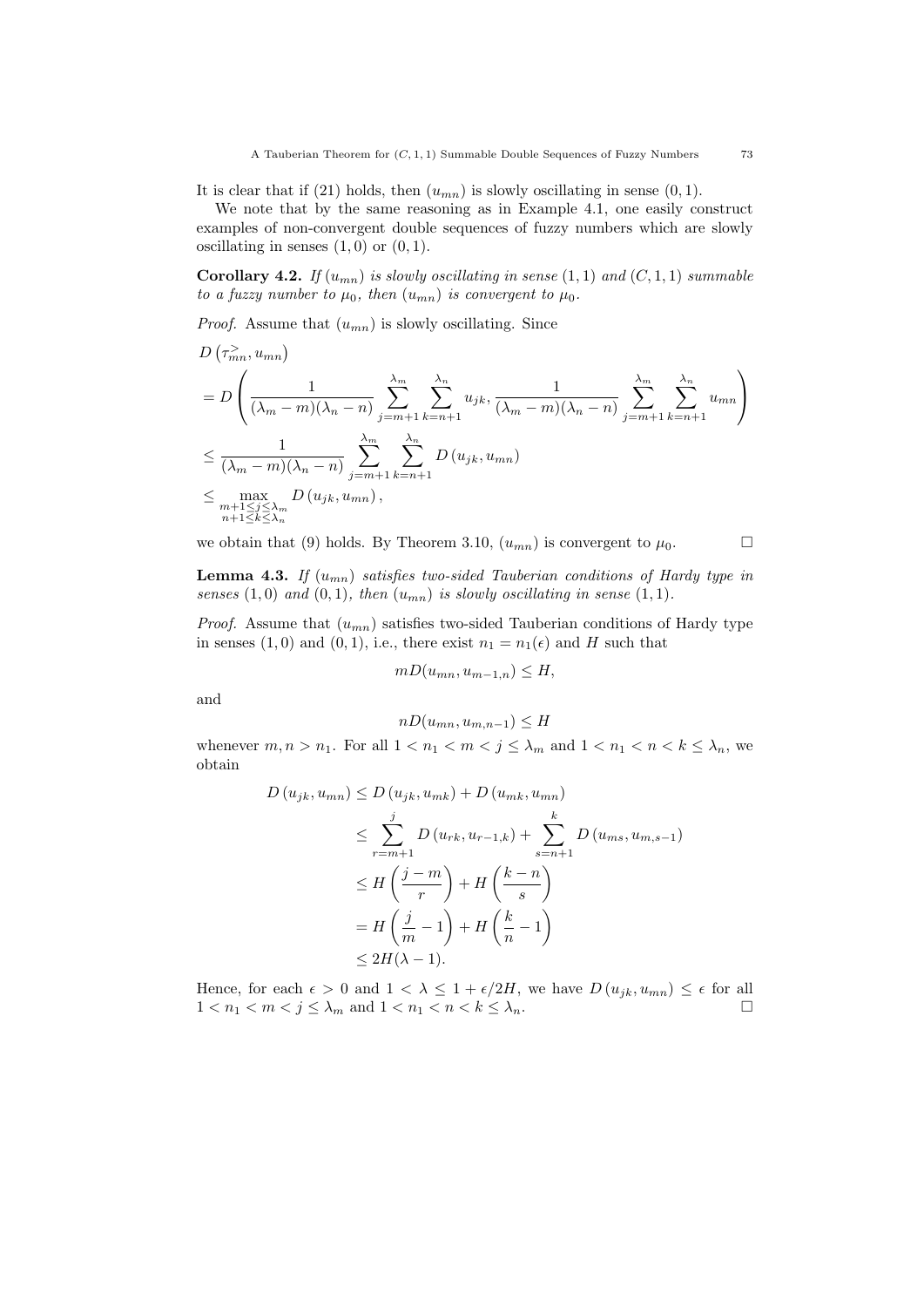It is clear that if (21) holds, then $(u_{mn})$ is slowly oscillating in sense $(0,1)$.

We note that by the same reasoning as in Example 4.1, one easily construct examples of non-convergent double sequences of fuzzy numbers which are slowly oscillating in senses $(1,0)$ or $(0,1)$.

**Corollary 4.2.** *If $(u_{mn})$ is slowly oscillating in sense $(1,1)$ and $(C,1,1)$ summable to a fuzzy number to $\mu_0$, then $(u_{mn})$ is convergent to $\mu_0$.*

*Proof.* Assume that $(u_{mn})$ is slowly oscillating. Since

$$
\begin{aligned}
& D\left(\tau_{mn}^{>}, u_{mn}\right) \\
& = D\left(\frac{1}{(\lambda_m - m)(\lambda_n - n)} \sum_{j=m+1}^{\lambda_m} \sum_{k=n+1}^{\lambda_n} u_{jk}, \frac{1}{(\lambda_m - m)(\lambda_n - n)} \sum_{j=m+1}^{\lambda_m} \sum_{k=n+1}^{\lambda_n} u_{mn}\right) \\
& \leq \frac{1}{(\lambda_m - m)(\lambda_n - n)} \sum_{j=m+1}^{\lambda_m} \sum_{k=n+1}^{\lambda_n} D\left(u_{jk}, u_{mn}\right) \\
& \leq \max_{\substack{m+1 \leq j \leq \lambda_m \\ n+1 \leq k \leq \lambda_n}} D\left(u_{jk}, u_{mn}\right),
\end{aligned}
$$

we obtain that (9) holds. By Theorem 3.10, $(u_{mn})$ is convergent to $\mu_0$. □

**Lemma 4.3.** *If $(u_{mn})$ satisfies two-sided Tauberian conditions of Hardy type in senses $(1,0)$ and $(0,1)$, then $(u_{mn})$ is slowly oscillating in sense $(1,1)$.*

*Proof.* Assume that $(u_{mn})$ satisfies two-sided Tauberian conditions of Hardy type in senses $(1,0)$ and $(0,1)$, i.e., there exist $n_1 = n_1(\epsilon)$ and $H$ such that

$$
mD(u_{mn}, u_{m-1,n}) \leq H,
$$

and

$$
nD(u_{mn}, u_{m,n-1}) \leq H
$$

whenever $m, n > n_1$. For all $1 < n_1 < m < j \leq \lambda_m$ and $1 < n_1 < n < k \leq \lambda_n$, we obtain

$$
\begin{aligned}
D\left(u_{jk}, u_{mn}\right) & \leq D\left(u_{jk}, u_{mk}\right) + D\left(u_{mk}, u_{mn}\right) \\
& \leq \sum_{r=m+1}^{j} D\left(u_{rk}, u_{r-1,k}\right) + \sum_{s=n+1}^{k} D\left(u_{ms}, u_{m,s-1}\right) \\
& \leq H\left(\frac{j-m}{r}\right) + H\left(\frac{k-n}{s}\right) \\
& = H\left(\frac{j}{m} - 1\right) + H\left(\frac{k}{n} - 1\right) \\
& \leq 2H(\lambda - 1).
\end{aligned}
$$

Hence, for each $\epsilon > 0$ and $1 < \lambda \leq 1 + \epsilon/2H$, we have $D\left(u_{jk}, u_{mn}\right) \leq \epsilon$ for all $1 < n_1 < m < j \leq \lambda_m$ and $1 < n_1 < n < k \leq \lambda_n$. □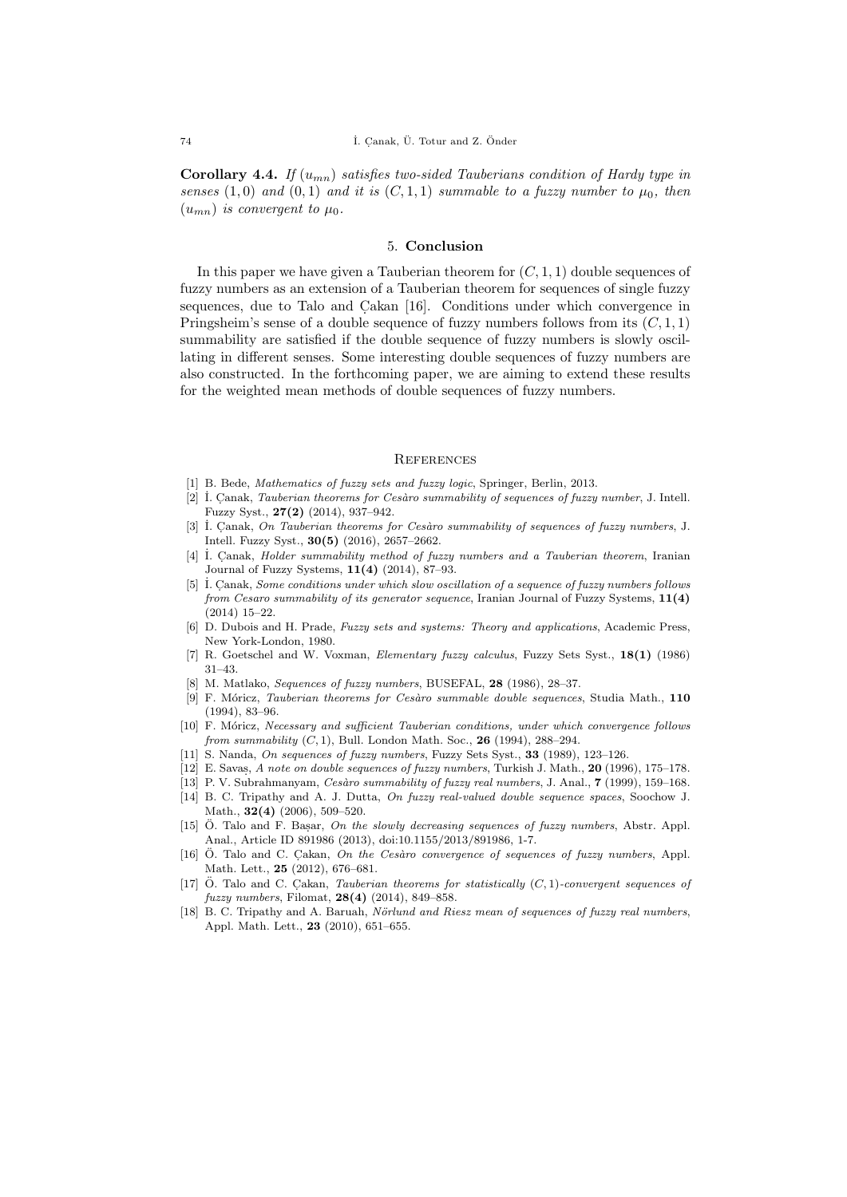**Corollary 4.4.** *If $(u_{mn})$ satisfies two-sided Tauberians condition of Hardy type in senses $(1,0)$ and $(0,1)$ and it is $(C,1,1)$ summable to a fuzzy number to $\mu_0$, then $(u_{mn})$ is convergent to $\mu_0$.*

## 5. **Conclusion**

In this paper we have given a Tauberian theorem for $(C,1,1)$ double sequences of fuzzy numbers as an extension of a Tauberian theorem for sequences of single fuzzy sequences, due to Talo and Çakan [16]. Conditions under which convergence in Pringsheim's sense of a double sequence of fuzzy numbers follows from its $(C,1,1)$ summability are satisfied if the double sequence of fuzzy numbers is slowly oscillating in different senses. Some interesting double sequences of fuzzy numbers are also constructed. In the forthcoming paper, we are aiming to extend these results for the weighted mean methods of double sequences of fuzzy numbers.

## References

[1] B. Bede, *Mathematics of fuzzy sets and fuzzy logic*, Springer, Berlin, 2013.

[2] İ. Çanak, *Tauberian theorems for Cesàro summability of sequences of fuzzy number*, J. Intell. Fuzzy Syst., **27(2)** (2014), 937–942.

[3] İ. Çanak, *On Tauberian theorems for Cesàro summability of sequences of fuzzy numbers*, J. Intell. Fuzzy Syst., **30(5)** (2016), 2657–2662.

[4] İ. Çanak, *Holder summability method of fuzzy numbers and a Tauberian theorem*, Iranian Journal of Fuzzy Systems, **11(4)** (2014), 87–93.

[5] İ. Çanak, *Some conditions under which slow oscillation of a sequence of fuzzy numbers follows from Cesaro summability of its generator sequence*, Iranian Journal of Fuzzy Systems, **11(4)** (2014) 15–22.

[6] D. Dubois and H. Prade, *Fuzzy sets and systems: Theory and applications*, Academic Press, New York-London, 1980.

[7] R. Goetschel and W. Voxman, *Elementary fuzzy calculus*, Fuzzy Sets Syst., **18(1)** (1986) 31–43.

[8] M. Matlako, *Sequences of fuzzy numbers*, BUSEFAL, **28** (1986), 28–37.

[9] F. Móricz, *Tauberian theorems for Cesàro summable double sequences*, Studia Math., **110** (1994), 83–96.

[10] F. Móricz, *Necessary and sufficient Tauberian conditions, under which convergence follows from summability* $(C,1)$, Bull. London Math. Soc., **26** (1994), 288–294.

[11] S. Nanda, *On sequences of fuzzy numbers*, Fuzzy Sets Syst., **33** (1989), 123–126.

[12] E. Savaş, *A note on double sequences of fuzzy numbers*, Turkish J. Math., **20** (1996), 175–178.

[13] P. V. Subrahmanyam, *Cesàro summability of fuzzy real numbers*, J. Anal., **7** (1999), 159–168.

[14] B. C. Tripathy and A. J. Dutta, *On fuzzy real-valued double sequence spaces*, Soochow J. Math., **32(4)** (2006), 509–520.

[15] Ö. Talo and F. Başar, *On the slowly decreasing sequences of fuzzy numbers*, Abstr. Appl. Anal., Article ID 891986 (2013), doi:10.1155/2013/891986, 1-7.

[16] Ö. Talo and C. Çakan, *On the Cesàro convergence of sequences of fuzzy numbers*, Appl. Math. Lett., **25** (2012), 676–681.

[17] Ö. Talo and C. Çakan, *Tauberian theorems for statistically* $(C,1)$*-convergent sequences of fuzzy numbers*, Filomat, **28(4)** (2014), 849–858.

[18] B. C. Tripathy and A. Baruah, *Nörlund and Riesz mean of sequences of fuzzy real numbers*, Appl. Math. Lett., **23** (2010), 651–655.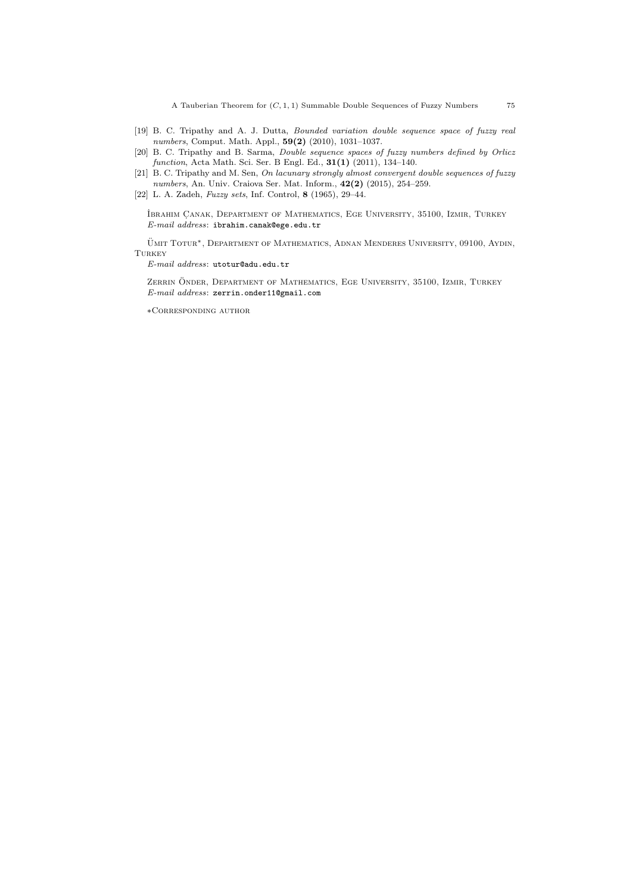[19] B. C. Tripathy and A. J. Dutta, *Bounded variation double sequence space of fuzzy real numbers*, Comput. Math. Appl., **59(2)** (2010), 1031–1037.

[20] B. C. Tripathy and B. Sarma, *Double sequence spaces of fuzzy numbers defined by Orlicz function*, Acta Math. Sci. Ser. B Engl. Ed., **31(1)** (2011), 134–140.

[21] B. C. Tripathy and M. Sen, *On lacunary strongly almost convergent double sequences of fuzzy numbers*, An. Univ. Craiova Ser. Mat. Inform., **42(2)** (2015), 254–259.

[22] L. A. Zadeh, *Fuzzy sets*, Inf. Control, **8** (1965), 29–44.

İbrahim Çanak, Department of Mathematics, Ege University, 35100, Izmir, Turkey
*E-mail address*: ibrahim.canak@ege.edu.tr

Ümit Totur*, Department of Mathematics, Adnan Menderes University, 09100, Aydin, Turkey
*E-mail address*: utotur@adu.edu.tr

Zerrin Önder, Department of Mathematics, Ege University, 35100, Izmir, Turkey
*E-mail address*: zerrin.onder11@gmail.com

*Corresponding author